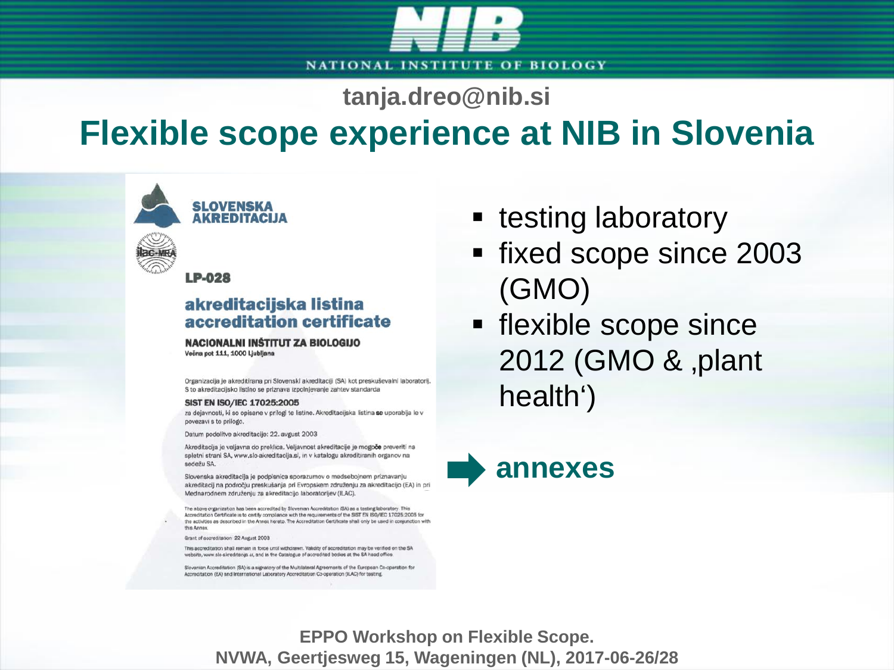NATIONAL INSTITUTE OF BIOLOGY

tanja.dreo@nib.si

# Flexible scope experience at NIB in Slovenia

SLOVENSKA AKREDITACIJA

LP-028

**akreditacijska listina**
**accreditation certificate**

**NACIONALNI INŠTITUT ZA BIOLOGIJO**
Večna pot 111, 1000 Ljubljana

Organizacija je akreditirana pri Slovenski akreditaciji (SA) kot preskuševalni laboratorij. S to akreditacijsko listino se priznava izpolnjevanje zahtev standarda

**SIST EN ISO/IEC 17025:2005**

za dejavnosti, ki so opisane v prilogi te listine. Akreditacijska listina se uporablja le v povezavi s to prilogo.

Datum podelitve akreditacije: 22. avgust 2003

Akreditacija je veljavna do preklica. Veljavnost akreditacije je mogoče preveriti na spletni strani SA, www.slo-akreditacija.si, in v katalogu akreditiranih organov na sedežu SA.

Slovenska akreditacija je podpisnica sporazumov o medsebojnem priznavanju akreditacij na področju preskušanja pri Evropskem združenju za akreditacijo (EA) in pri Mednarodnem združenju za akreditacijo laboratorijev (ILAC).

The above organization has been accredited by Slovenian Accreditation (SA) as a testing laboratory. This Accreditation Certificate is to certify compliance with the requirements of the SIST EN ISO/IEC 17025:2005 for the activities as described in the Annex hereto. The Accreditation Certificate shall only be used in conjunction with this Annex.

Grant of accreditation: 22 August 2003

This accreditation shall remain in force until withdrawn. Validity of accreditation may be verified on the SA website, www.slo-akreditacija.si, and in the Catalogue of accredited bodies at the SA head office.

Slovenian Accreditation (SA) is a signatory of the Multilateral Agreements of the European Co-operation for Accreditation (EA) and International Laboratory Accreditation Co-operation (ILAC) for testing.

- testing laboratory
- fixed scope since 2003 (GMO)
- flexible scope since 2012 (GMO & ‚plant health‘)

➡ **annexes**

**EPPO Workshop on Flexible Scope.**
**NVWA, Geertjesweg 15, Wageningen (NL), 2017-06-26/28**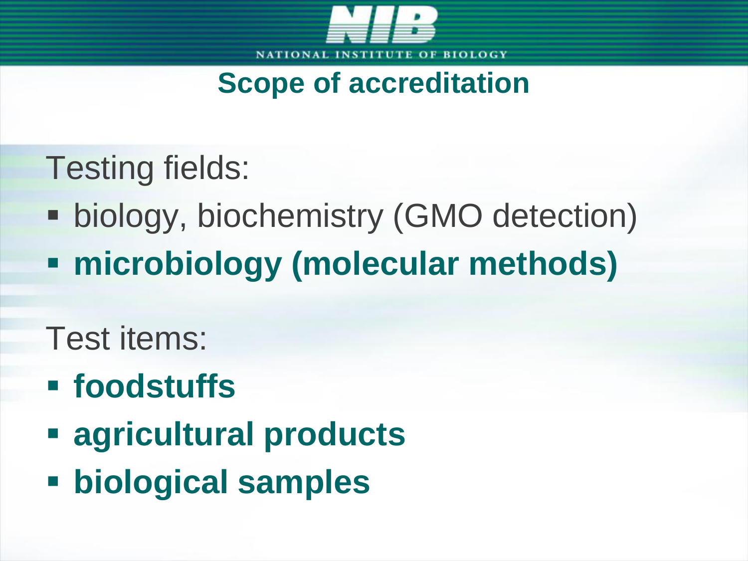# Scope of accreditation

Testing fields:

- biology, biochemistry (GMO detection)
- **microbiology (molecular methods)**

Test items:

- **foodstuffs**
- **agricultural products**
- **biological samples**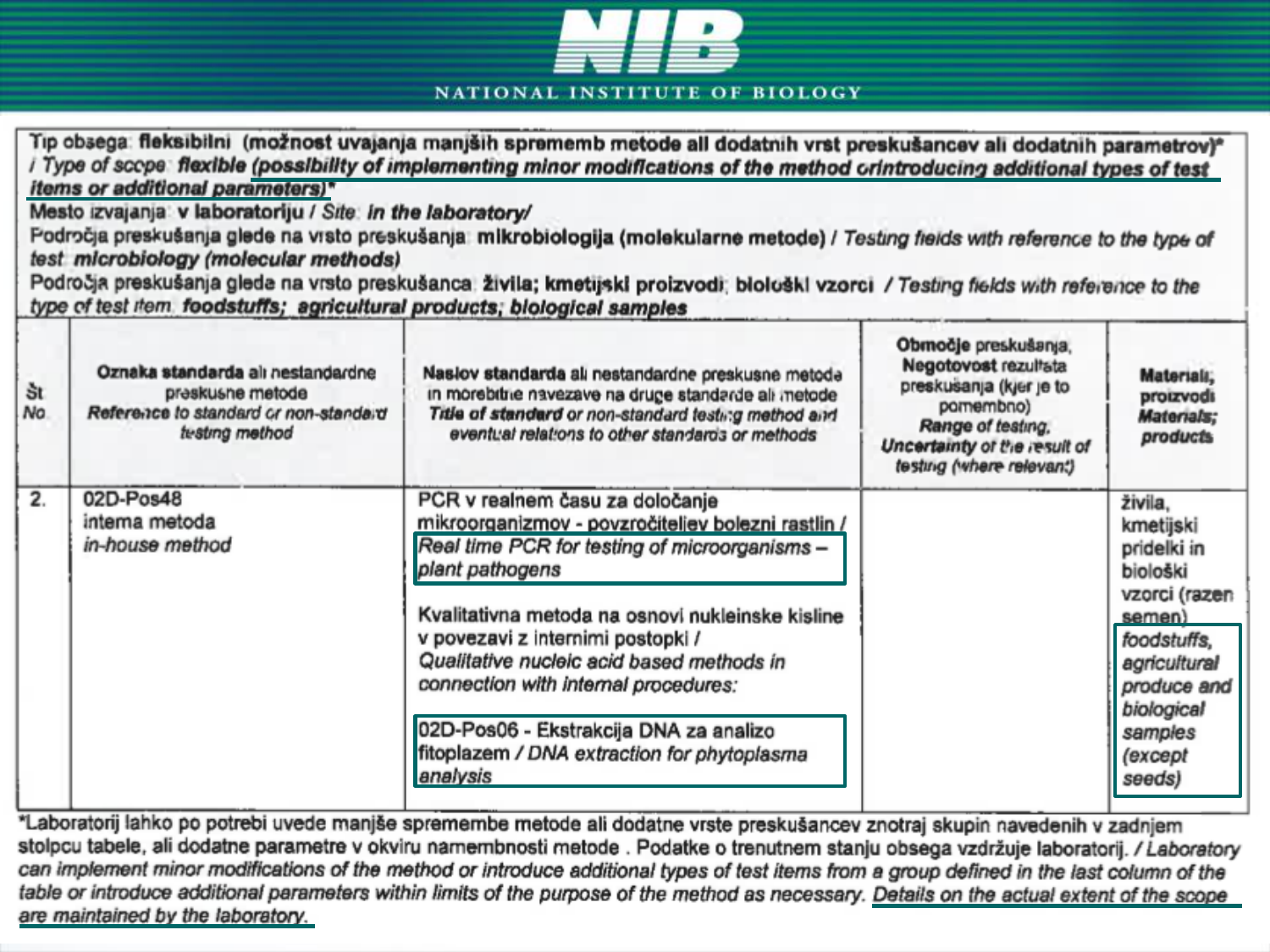# NIB

NATIONAL INSTITUTE OF BIOLOGY

Tip obsega: **fleksibilni (možnost uvajanja manjših sprememb metode ali dodatnih vrst preskušancev ali dodatnih parametrov)*** / *Type of scope:* ***flexible (possibility of implementing minor modifications of the method or introducing additional types of test items or additional parameters)****

Mesto izvajanja: **v laboratoriju** / *Site:* ***in the laboratory/***

Področja preskušanja glede na vrsto preskušanja: **mikrobiologija (molekularne metode)** / *Testing fields with reference to the type of test:* ***microbiology (molecular methods)***

Področja preskušanja glede na vrsto preskušanca: **živila; kmetijski proizvodi; biološki vzorci** / *Testing fields with reference to the type of test item:* ***foodstuffs; agricultural products; biological samples***

| Št *No* | **Oznaka standarda** ali nestandardne preskusne metode *Reference to standard or non-standard testing method* | **Naslov standarda** ali nestandardne preskusne metode in morebitne navezave na druge standarde ali metode *Title of standard or non-standard testing method and eventual relations to other standards or methods* | **Območje** preskušanja, **Negotovost** rezultata preskušanja (kjer je to pomembno) *Range of testing, Uncertainty of the result of testing (where relevant)* | **Materiali; proizvodi** *Materials; products* |
|---|---|---|---|---|
| 2. | 02D-Pos48 interna metoda *in-house method* | PCR v realnem času za določanje mikroorganizmov - povzročiteljev bolezni rastlin / *Real time PCR for testing of microorganisms – plant pathogens*<br><br>Kvalitativna metoda na osnovi nukleinske kisline v povezavi z internimi postopki / *Qualitative nucleic acid based methods in connection with internal procedures:*<br><br>02D-Pos06 - Ekstrakcija DNA za analizo fitoplazem / *DNA extraction for phytoplasma analysis* | | živila, kmetijski pridelki in biološki vzorci (razen semen) *foodstuffs, agricultural produce and biological samples (except seeds)* |

*Laboratorij lahko po potrebi uvede manjše spremembe metode ali dodatne vrste preskušancev znotraj skupin navedenih v zadnjem stolpcu tabele, ali dodatne parametre v okviru namembnosti metode. Podatke o trenutnem stanju obsega vzdržuje laboratorij. / *Laboratory can implement minor modifications of the method or introduce additional types of test items from a group defined in the last column of the table or introduce additional parameters within limits of the purpose of the method as necessary. Details on the actual extent of the scope are maintained by the laboratory.*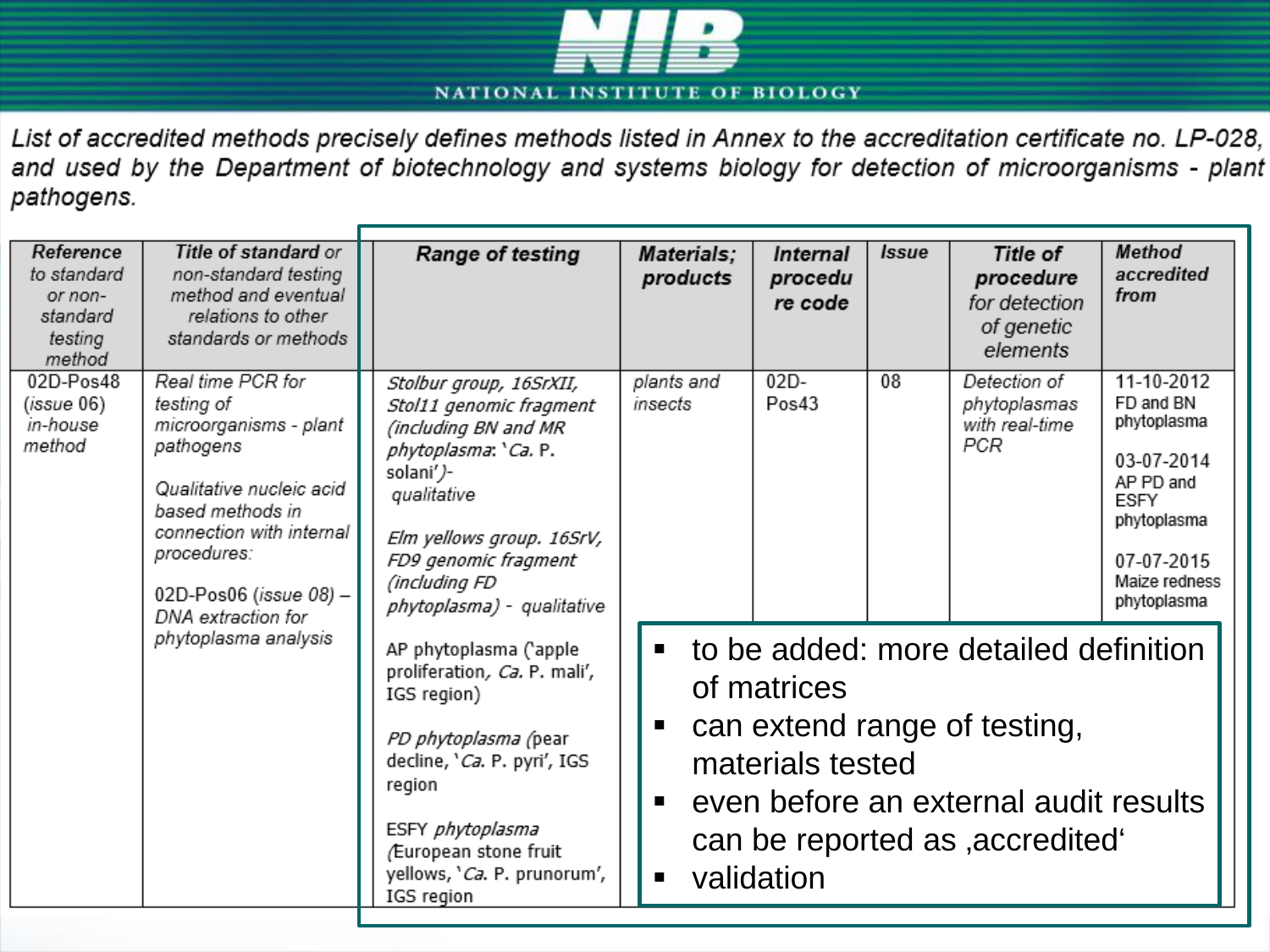NATIONAL INSTITUTE OF BIOLOGY

*List of accredited methods precisely defines methods listed in Annex to the accreditation certificate no. LP-028, and used by the Department of biotechnology and systems biology for detection of microorganisms - plant pathogens.*

| *Reference to standard or non-standard testing method* | *Title of standard or non-standard testing method and eventual relations to other standards or methods* | **Range of testing** | **Materials; products** | **Internal procedure code** | **Issue** | **Title of procedure** *for detection of genetic elements* | **Method accredited from** |
|---|---|---|---|---|---|---|---|
| 02D-Pos48 (issue 06) *in-house method* | *Real time PCR for testing of microorganisms - plant pathogens*<br><br>*Qualitative nucleic acid based methods in connection with internal procedures:*<br><br>02D-Pos06 (*issue 08*) – *DNA extraction for phytoplasma analysis* | *Stolbur group, 16SrXII, Stol11 genomic fragment (including BN and MR phytoplasma*: '*Ca.* P. solani'*)- qualitative*<br><br>*Elm yellows group. 16SrV, FD9 genomic fragment (including FD phytoplasma) - qualitative*<br><br>AP phytoplasma ('apple proliferation, *Ca.* P. mali', IGS region)<br><br>*PD phytoplasma* (pear decline, '*Ca.* P. pyri', IGS region<br><br>ESFY *phytoplasma* (European stone fruit yellows, '*Ca.* P. prunorum', IGS region | *plants and insects* | 02D-Pos43 | 08 | *Detection of phytoplasmas with real-time PCR* | 11-10-2012 FD and BN phytoplasma<br><br>03-07-2014 AP PD and ESFY phytoplasma<br><br>07-07-2015 Maize redness phytoplasma |

- to be added: more detailed definition of matrices
- can extend range of testing, materials tested
- even before an external audit results can be reported as ‚accredited'
- validation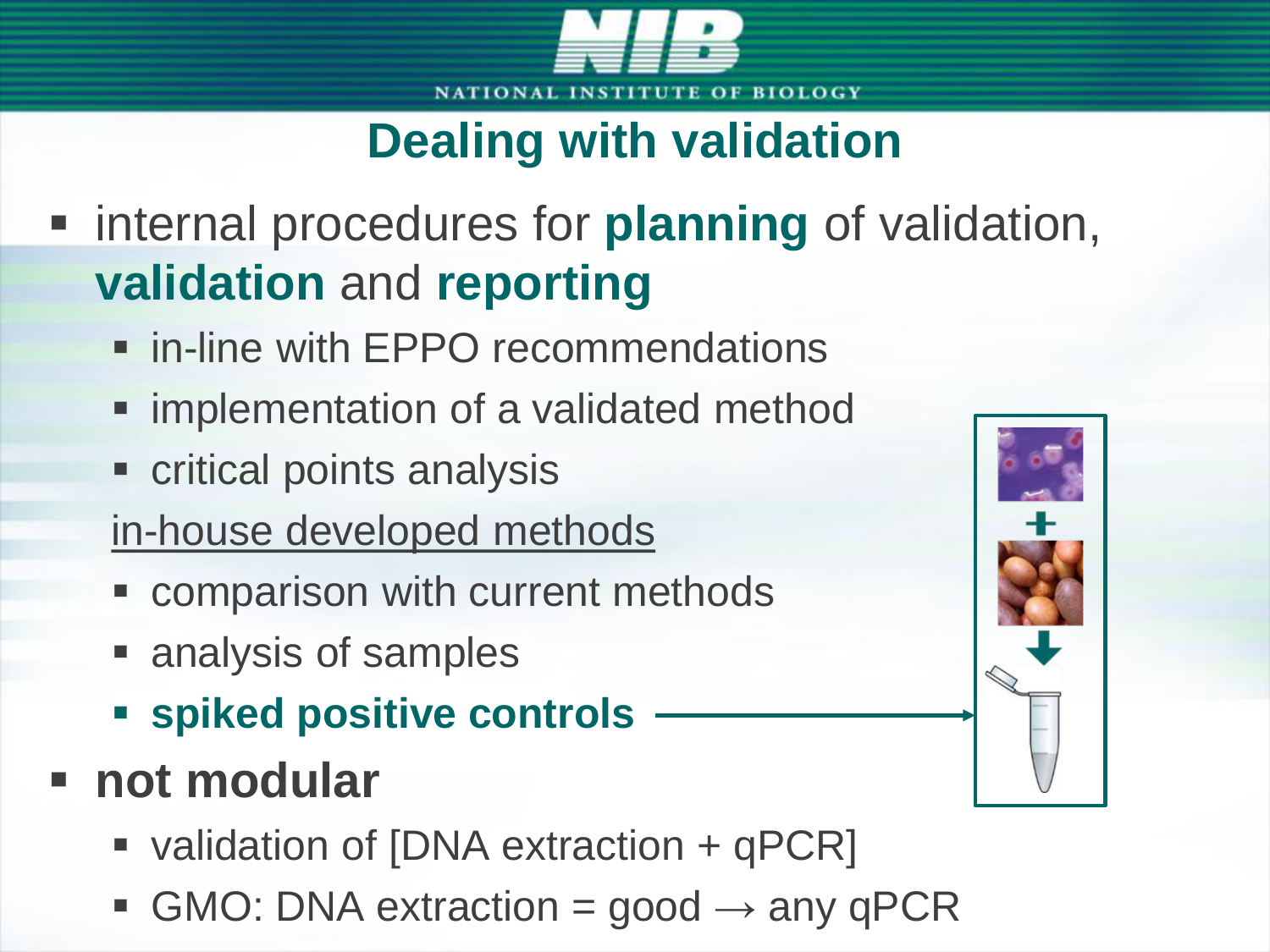# Dealing with validation

- internal procedures for **planning** of validation, **validation** and **reporting**
  - in-line with EPPO recommendations
  - implementation of a validated method
  - critical points analysis

  <u>in-house developed methods</u>

  - comparison with current methods
  - analysis of samples
  - **spiked positive controls**
- **not modular**
  - validation of [DNA extraction + qPCR]
  - GMO: DNA extraction = good → any qPCR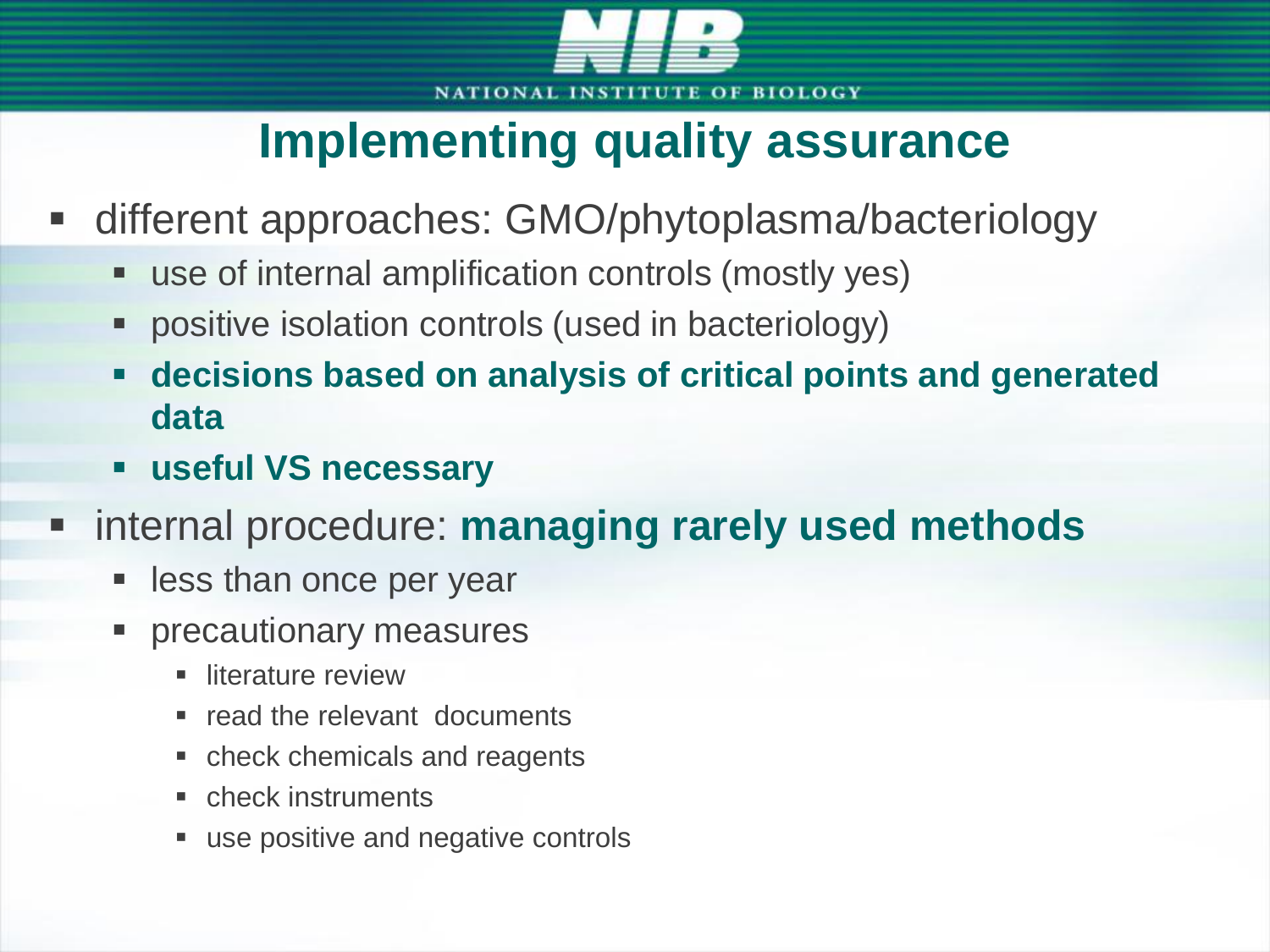# Implementing quality assurance

- different approaches: GMO/phytoplasma/bacteriology
  - use of internal amplification controls (mostly yes)
  - positive isolation controls (used in bacteriology)
  - **decisions based on analysis of critical points and generated data**
  - **useful VS necessary**
- internal procedure: **managing rarely used methods**
  - less than once per year
  - precautionary measures
    - literature review
    - read the relevant documents
    - check chemicals and reagents
    - check instruments
    - use positive and negative controls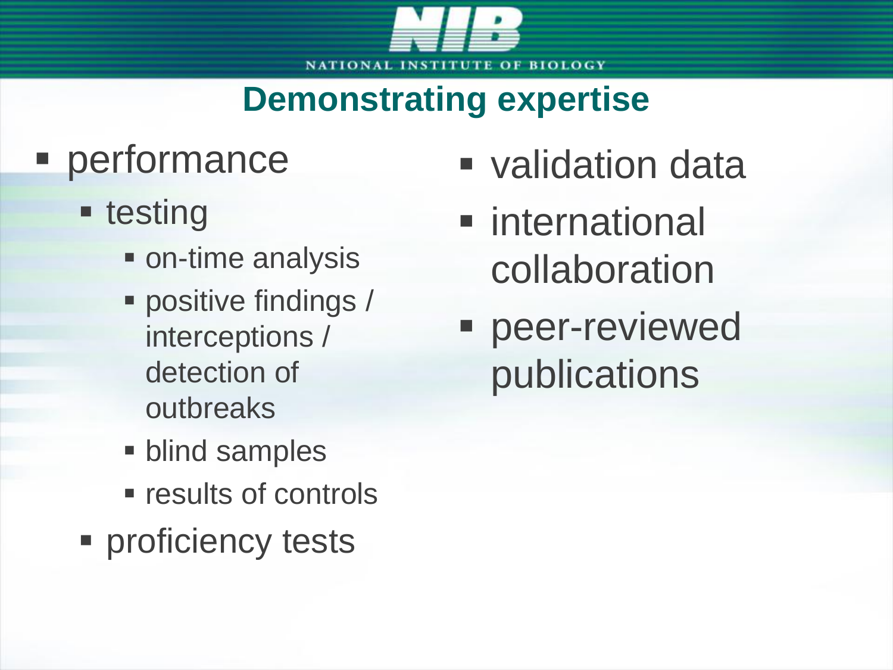# Demonstrating expertise

- performance
  - testing
    - on-time analysis
    - positive findings / interceptions / detection of outbreaks
    - blind samples
    - results of controls
  - proficiency tests
- validation data
- international collaboration
- peer-reviewed publications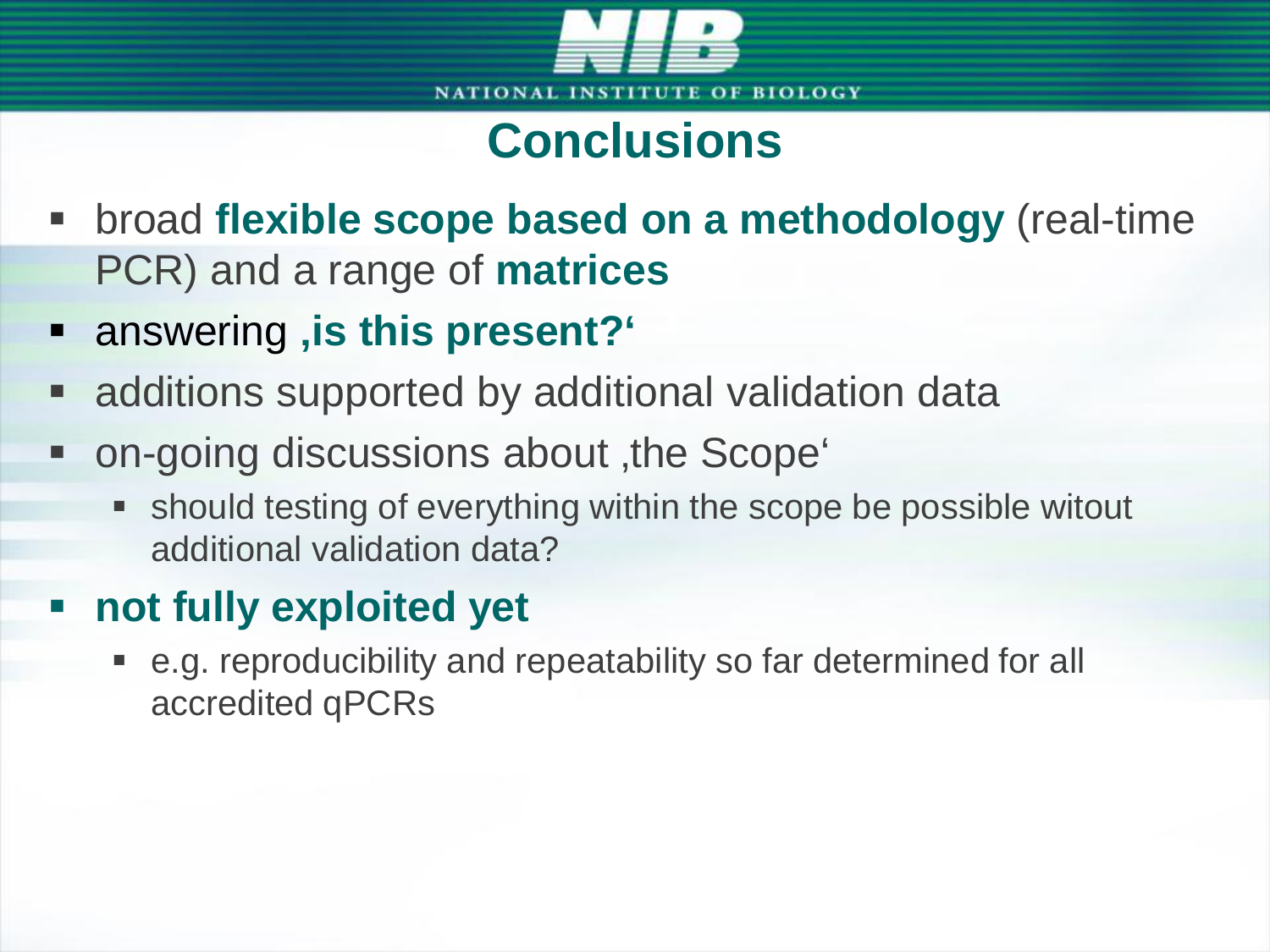# Conclusions

- broad **flexible scope based on a methodology** (real-time PCR) and a range of **matrices**
- answering **‚is this present?'**
- additions supported by additional validation data
- on-going discussions about ‚the Scope'
  - should testing of everything within the scope be possible witout additional validation data?
- **not fully exploited yet**
  - e.g. reproducibility and repeatability so far determined for all accredited qPCRs